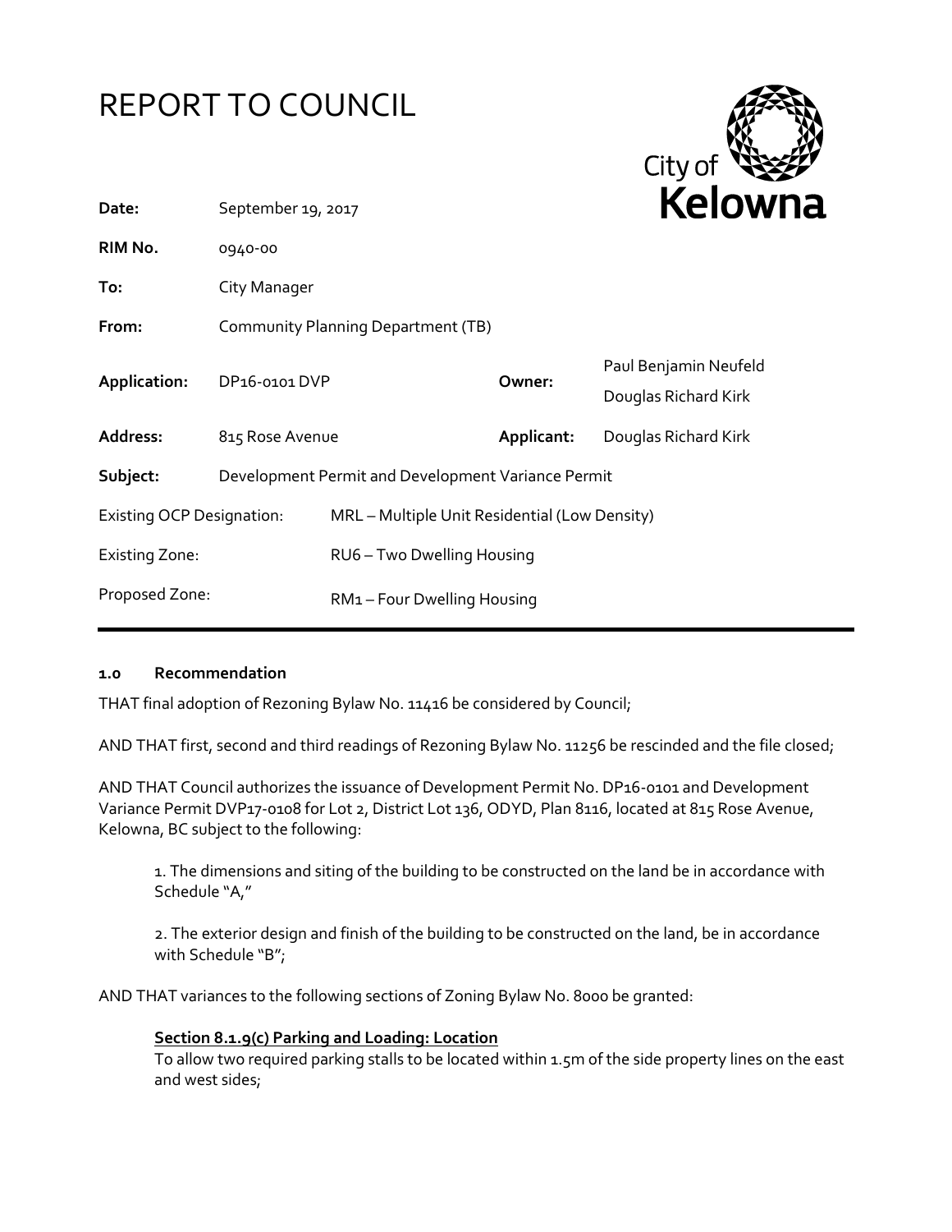# REPORT TO COUNCIL

| | | | |
|---|---|---|---|
| **Date:** | September 19, 2017 | | |
| **RIM No.** | 0940-00 | | |
| **To:** | City Manager | | |
| **From:** | Community Planning Department (TB) | | |
| **Application:** | DP16-0101 DVP | **Owner:** | Paul Benjamin Neufeld<br>Douglas Richard Kirk |
| **Address:** | 815 Rose Avenue | **Applicant:** | Douglas Richard Kirk |
| **Subject:** | Development Permit and Development Variance Permit | | |
| Existing OCP Designation: | MRL – Multiple Unit Residential (Low Density) | | |
| Existing Zone: | RU6 – Two Dwelling Housing | | |
| Proposed Zone: | RM1 – Four Dwelling Housing | | |

## 1.0 Recommendation

THAT final adoption of Rezoning Bylaw No. 11416 be considered by Council;

AND THAT first, second and third readings of Rezoning Bylaw No. 11256 be rescinded and the file closed;

AND THAT Council authorizes the issuance of Development Permit No. DP16-0101 and Development Variance Permit DVP17-0108 for Lot 2, District Lot 136, ODYD, Plan 8116, located at 815 Rose Avenue, Kelowna, BC subject to the following:

1. The dimensions and siting of the building to be constructed on the land be in accordance with Schedule "A,"

2. The exterior design and finish of the building to be constructed on the land, be in accordance with Schedule "B";

AND THAT variances to the following sections of Zoning Bylaw No. 8000 be granted:

**Section 8.1.9(c) Parking and Loading: Location**
To allow two required parking stalls to be located within 1.5m of the side property lines on the east and west sides;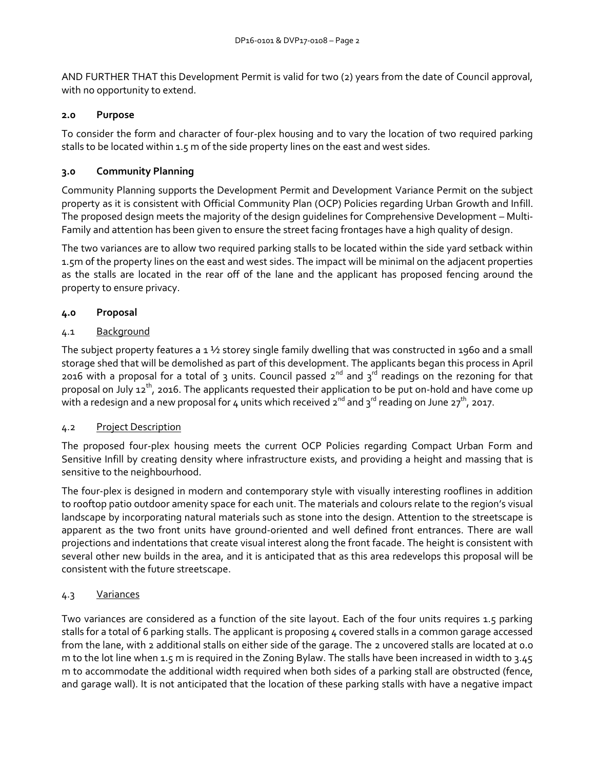AND FURTHER THAT this Development Permit is valid for two (2) years from the date of Council approval, with no opportunity to extend.

## 2.0 Purpose

To consider the form and character of four-plex housing and to vary the location of two required parking stalls to be located within 1.5 m of the side property lines on the east and west sides.

## 3.0 Community Planning

Community Planning supports the Development Permit and Development Variance Permit on the subject property as it is consistent with Official Community Plan (OCP) Policies regarding Urban Growth and Infill. The proposed design meets the majority of the design guidelines for Comprehensive Development – Multi-Family and attention has been given to ensure the street facing frontages have a high quality of design.

The two variances are to allow two required parking stalls to be located within the side yard setback within 1.5m of the property lines on the east and west sides. The impact will be minimal on the adjacent properties as the stalls are located in the rear off of the lane and the applicant has proposed fencing around the property to ensure privacy.

## 4.0 Proposal

### 4.1 Background

The subject property features a 1 ½ storey single family dwelling that was constructed in 1960 and a small storage shed that will be demolished as part of this development. The applicants began this process in April 2016 with a proposal for a total of 3 units. Council passed 2nd and 3rd readings on the rezoning for that proposal on July 12th, 2016. The applicants requested their application to be put on-hold and have come up with a redesign and a new proposal for 4 units which received 2nd and 3rd reading on June 27th, 2017.

### 4.2 Project Description

The proposed four-plex housing meets the current OCP Policies regarding Compact Urban Form and Sensitive Infill by creating density where infrastructure exists, and providing a height and massing that is sensitive to the neighbourhood.

The four-plex is designed in modern and contemporary style with visually interesting rooflines in addition to rooftop patio outdoor amenity space for each unit. The materials and colours relate to the region's visual landscape by incorporating natural materials such as stone into the design. Attention to the streetscape is apparent as the two front units have ground-oriented and well defined front entrances. There are wall projections and indentations that create visual interest along the front facade. The height is consistent with several other new builds in the area, and it is anticipated that as this area redevelops this proposal will be consistent with the future streetscape.

### 4.3 Variances

Two variances are considered as a function of the site layout. Each of the four units requires 1.5 parking stalls for a total of 6 parking stalls. The applicant is proposing 4 covered stalls in a common garage accessed from the lane, with 2 additional stalls on either side of the garage. The 2 uncovered stalls are located at 0.0 m to the lot line when 1.5 m is required in the Zoning Bylaw. The stalls have been increased in width to 3.45 m to accommodate the additional width required when both sides of a parking stall are obstructed (fence, and garage wall). It is not anticipated that the location of these parking stalls with have a negative impact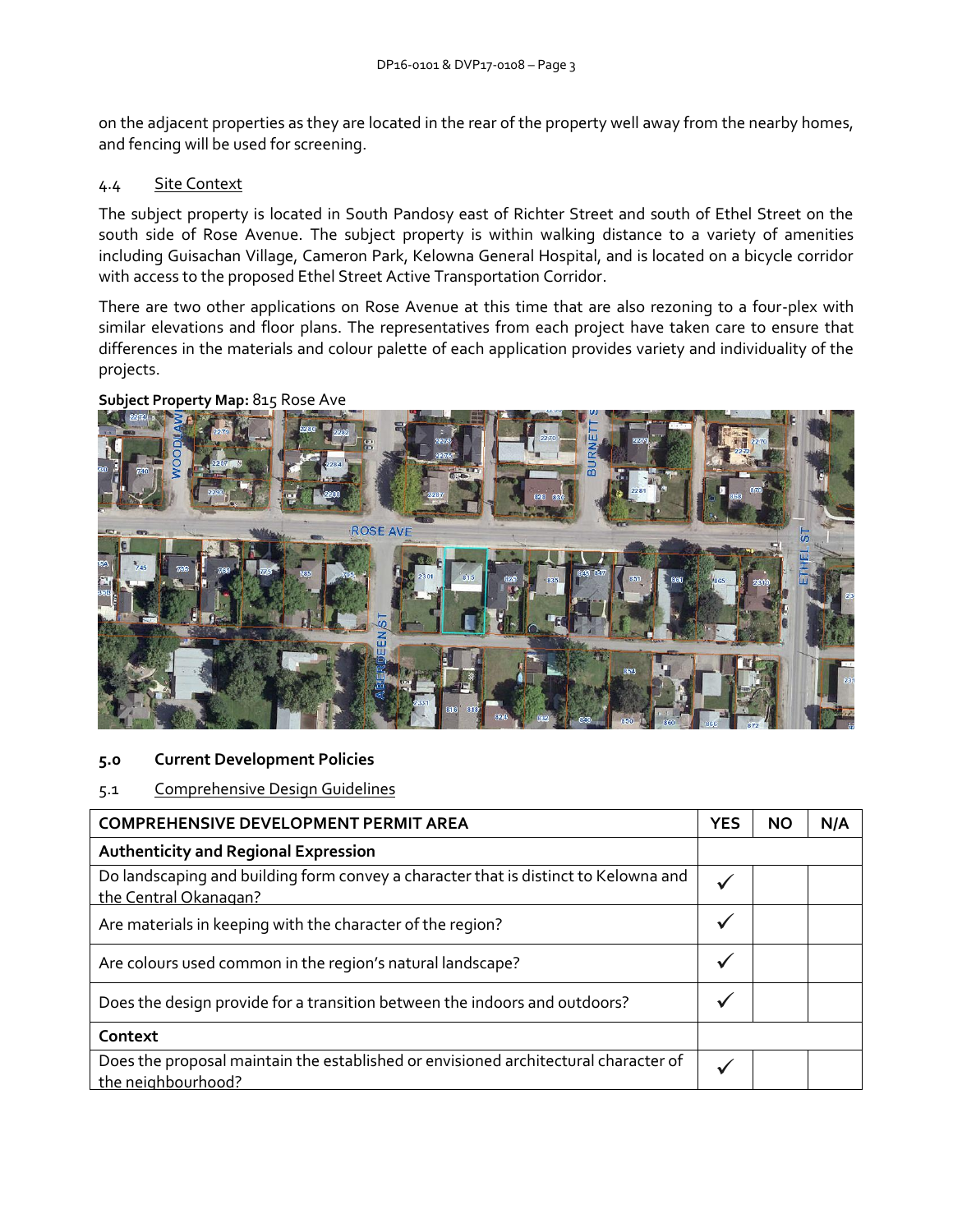on the adjacent properties as they are located in the rear of the property well away from the nearby homes, and fencing will be used for screening.

4.4 Site Context

The subject property is located in South Pandosy east of Richter Street and south of Ethel Street on the south side of Rose Avenue. The subject property is within walking distance to a variety of amenities including Guisachan Village, Cameron Park, Kelowna General Hospital, and is located on a bicycle corridor with access to the proposed Ethel Street Active Transportation Corridor.

There are two other applications on Rose Avenue at this time that are also rezoning to a four-plex with similar elevations and floor plans. The representatives from each project have taken care to ensure that differences in the materials and colour palette of each application provides variety and individuality of the projects.

**Subject Property Map:** 815 Rose Ave

## 5.0 Current Development Policies

5.1 Comprehensive Design Guidelines

| COMPREHENSIVE DEVELOPMENT PERMIT AREA | YES | NO | N/A |
|---|---|---|---|
| **Authenticity and Regional Expression** | | | |
| Do landscaping and building form convey a character that is distinct to Kelowna and the Central Okanagan? | ✓ | | |
| Are materials in keeping with the character of the region? | ✓ | | |
| Are colours used common in the region's natural landscape? | ✓ | | |
| Does the design provide for a transition between the indoors and outdoors? | ✓ | | |
| **Context** | | | |
| Does the proposal maintain the established or envisioned architectural character of the neighbourhood? | ✓ | | |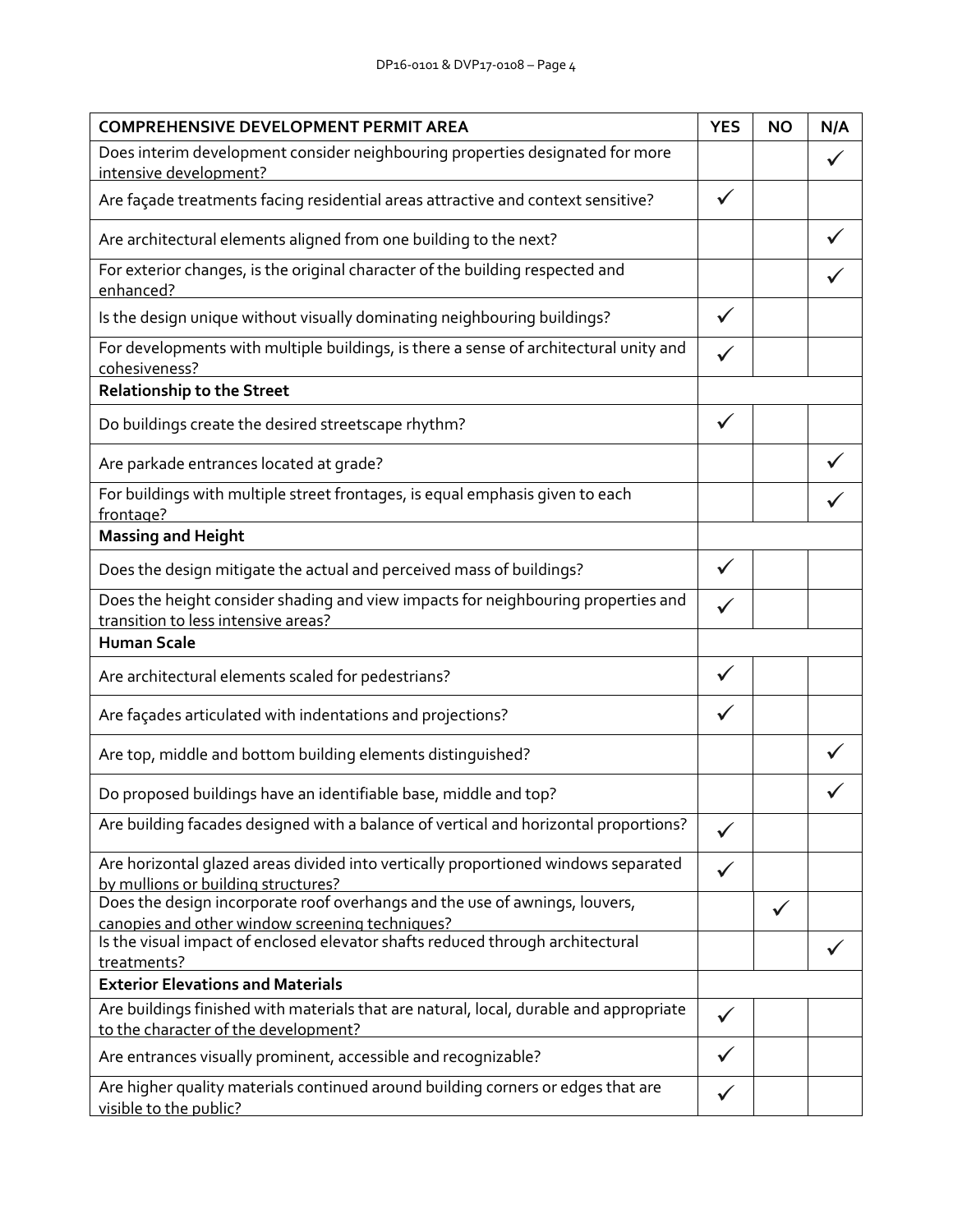| COMPREHENSIVE DEVELOPMENT PERMIT AREA | YES | NO | N/A |
|---|---|---|---|
| Does interim development consider neighbouring properties designated for more intensive development? | | | ✓ |
| Are façade treatments facing residential areas attractive and context sensitive? | ✓ | | |
| Are architectural elements aligned from one building to the next? | | | ✓ |
| For exterior changes, is the original character of the building respected and enhanced? | | | ✓ |
| Is the design unique without visually dominating neighbouring buildings? | ✓ | | |
| For developments with multiple buildings, is there a sense of architectural unity and cohesiveness? | ✓ | | |
| **Relationship to the Street** | | | |
| Do buildings create the desired streetscape rhythm? | ✓ | | |
| Are parkade entrances located at grade? | | | ✓ |
| For buildings with multiple street frontages, is equal emphasis given to each frontage? | | | ✓ |
| **Massing and Height** | | | |
| Does the design mitigate the actual and perceived mass of buildings? | ✓ | | |
| Does the height consider shading and view impacts for neighbouring properties and transition to less intensive areas? | ✓ | | |
| **Human Scale** | | | |
| Are architectural elements scaled for pedestrians? | ✓ | | |
| Are façades articulated with indentations and projections? | ✓ | | |
| Are top, middle and bottom building elements distinguished? | | | ✓ |
| Do proposed buildings have an identifiable base, middle and top? | | | ✓ |
| Are building facades designed with a balance of vertical and horizontal proportions? | ✓ | | |
| Are horizontal glazed areas divided into vertically proportioned windows separated by mullions or building structures? | ✓ | | |
| Does the design incorporate roof overhangs and the use of awnings, louvers, canopies and other window screening techniques? | | ✓ | |
| Is the visual impact of enclosed elevator shafts reduced through architectural treatments? | | | ✓ |
| **Exterior Elevations and Materials** | | | |
| Are buildings finished with materials that are natural, local, durable and appropriate to the character of the development? | ✓ | | |
| Are entrances visually prominent, accessible and recognizable? | ✓ | | |
| Are higher quality materials continued around building corners or edges that are visible to the public? | ✓ | | |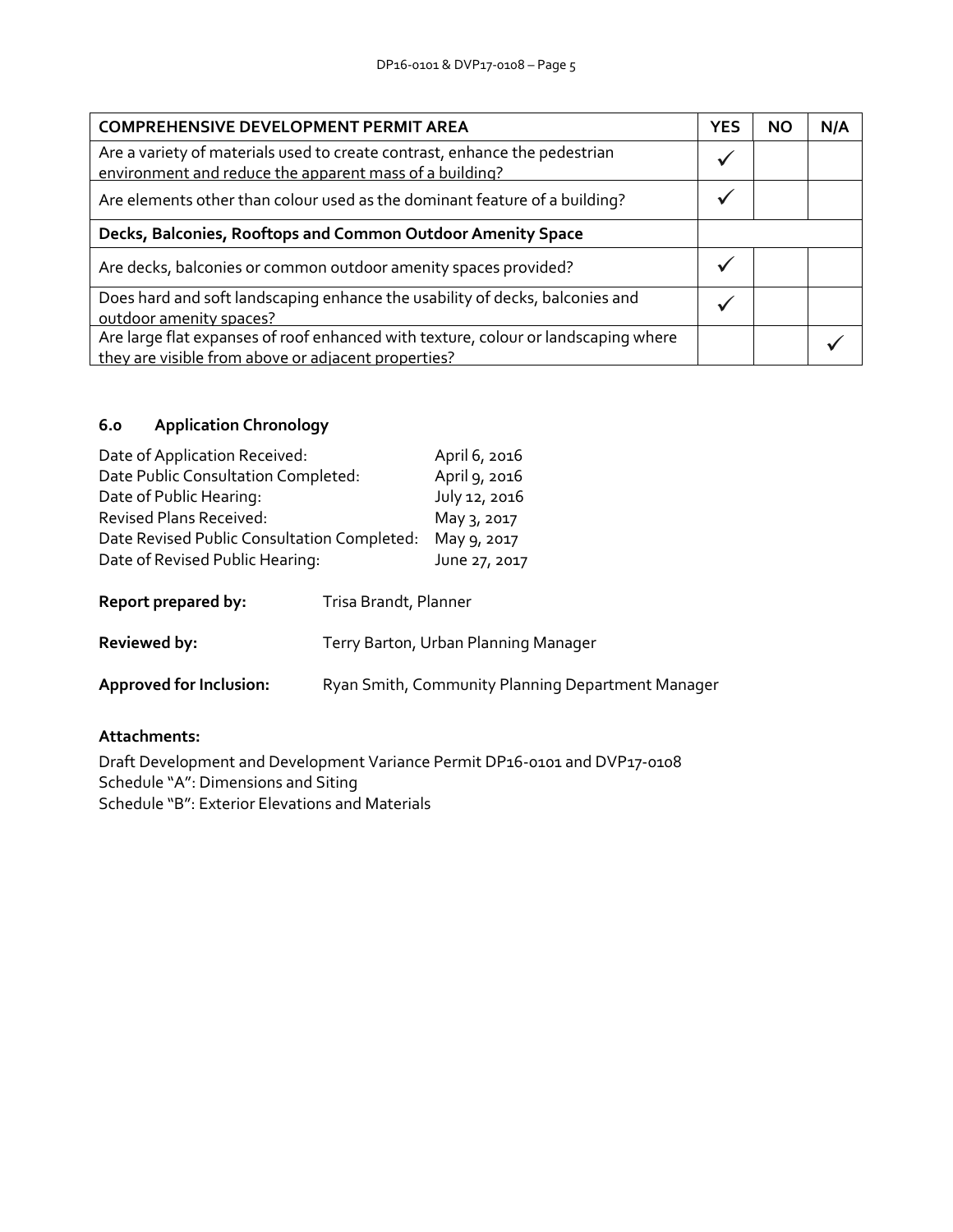| COMPREHENSIVE DEVELOPMENT PERMIT AREA | YES | NO | N/A |
|---|---|---|---|
| Are a variety of materials used to create contrast, enhance the pedestrian environment and reduce the apparent mass of a building? | ✓ | | |
| Are elements other than colour used as the dominant feature of a building? | ✓ | | |
| **Decks, Balconies, Rooftops and Common Outdoor Amenity Space** | | | |
| Are decks, balconies or common outdoor amenity spaces provided? | ✓ | | |
| Does hard and soft landscaping enhance the usability of decks, balconies and outdoor amenity spaces? | ✓ | | |
| Are large flat expanses of roof enhanced with texture, colour or landscaping where they are visible from above or adjacent properties? | | | ✓ |

### 6.0 Application Chronology

| | |
|---|---|
| Date of Application Received: | April 6, 2016 |
| Date Public Consultation Completed: | April 9, 2016 |
| Date of Public Hearing: | July 12, 2016 |
| Revised Plans Received: | May 3, 2017 |
| Date Revised Public Consultation Completed: | May 9, 2017 |
| Date of Revised Public Hearing: | June 27, 2017 |

**Report prepared by:** Trisa Brandt, Planner

**Reviewed by:** Terry Barton, Urban Planning Manager

**Approved for Inclusion:** Ryan Smith, Community Planning Department Manager

**Attachments:**

Draft Development and Development Variance Permit DP16-0101 and DVP17-0108
Schedule "A": Dimensions and Siting
Schedule "B": Exterior Elevations and Materials